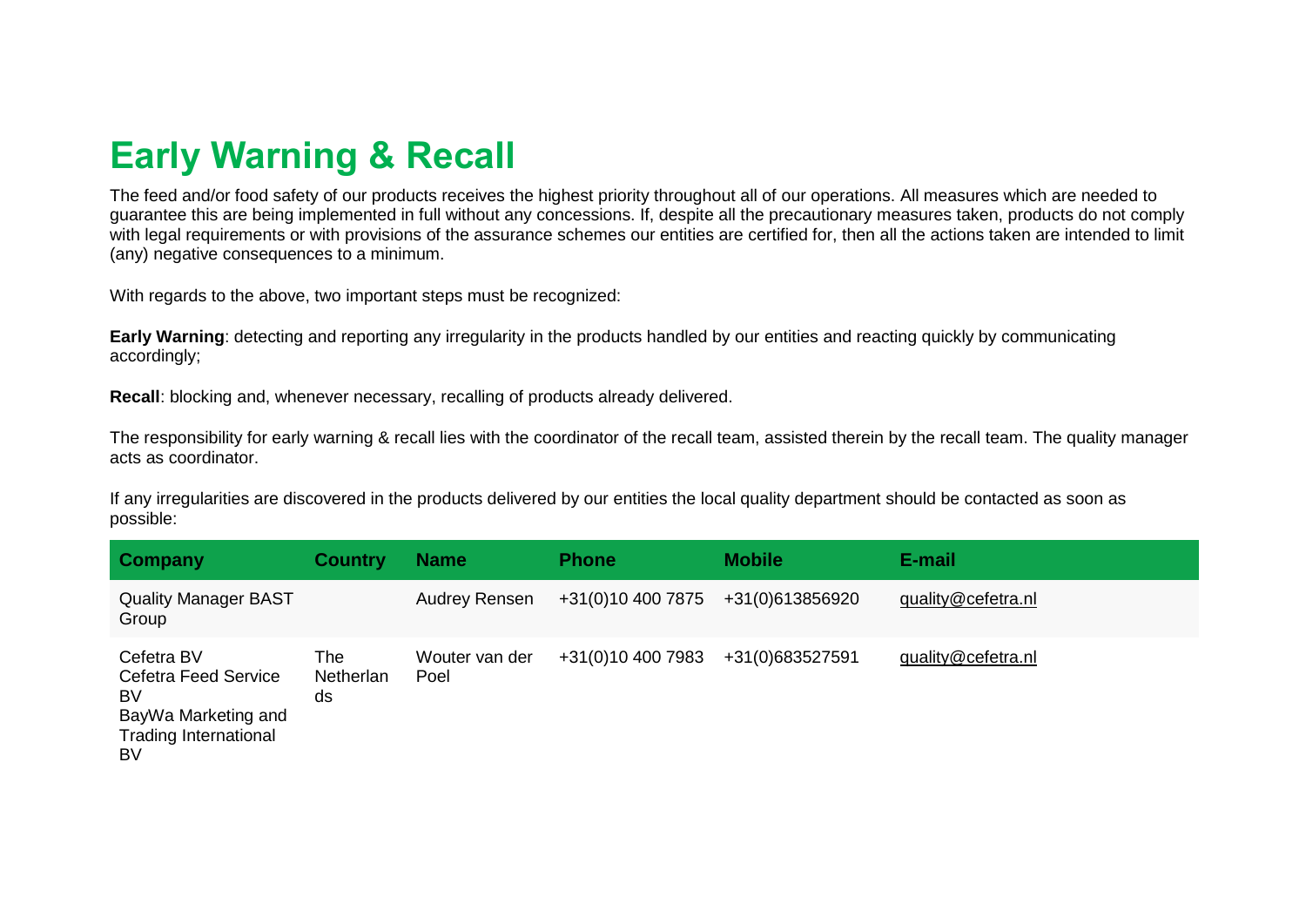# Early Warning & Recall

The feed and/or food safety of our products receives the highest priority throughout all of our operations. All measures which are needed to guarantee this are being implemented in full without any concessions. If, despite all the precautionary measures taken, products do not comply with legal requirements or with provisions of the assurance schemes our entities are certified for, then all the actions taken are intended to limit (any) negative consequences to a minimum.

With regards to the above, two important steps must be recognized:

**Early Warning**: detecting and reporting any irregularity in the products handled by our entities and reacting quickly by communicating accordingly;

**Recall**: blocking and, whenever necessary, recalling of products already delivered.

The responsibility for early warning & recall lies with the coordinator of the recall team, assisted therein by the recall team. The quality manager acts as coordinator.

If any irregularities are discovered in the products delivered by our entities the local quality department should be contacted as soon as possible:

| Company | Country | Name | Phone | Mobile | E-mail |
|---|---|---|---|---|---|
| Quality Manager BAST Group | | Audrey Rensen | +31(0)10 400 7875 | +31(0)613856920 | quality@cefetra.nl |
| Cefetra BV<br>Cefetra Feed Service BV<br>BayWa Marketing and Trading International BV | The Netherlands | Wouter van der Poel | +31(0)10 400 7983 | +31(0)683527591 | quality@cefetra.nl |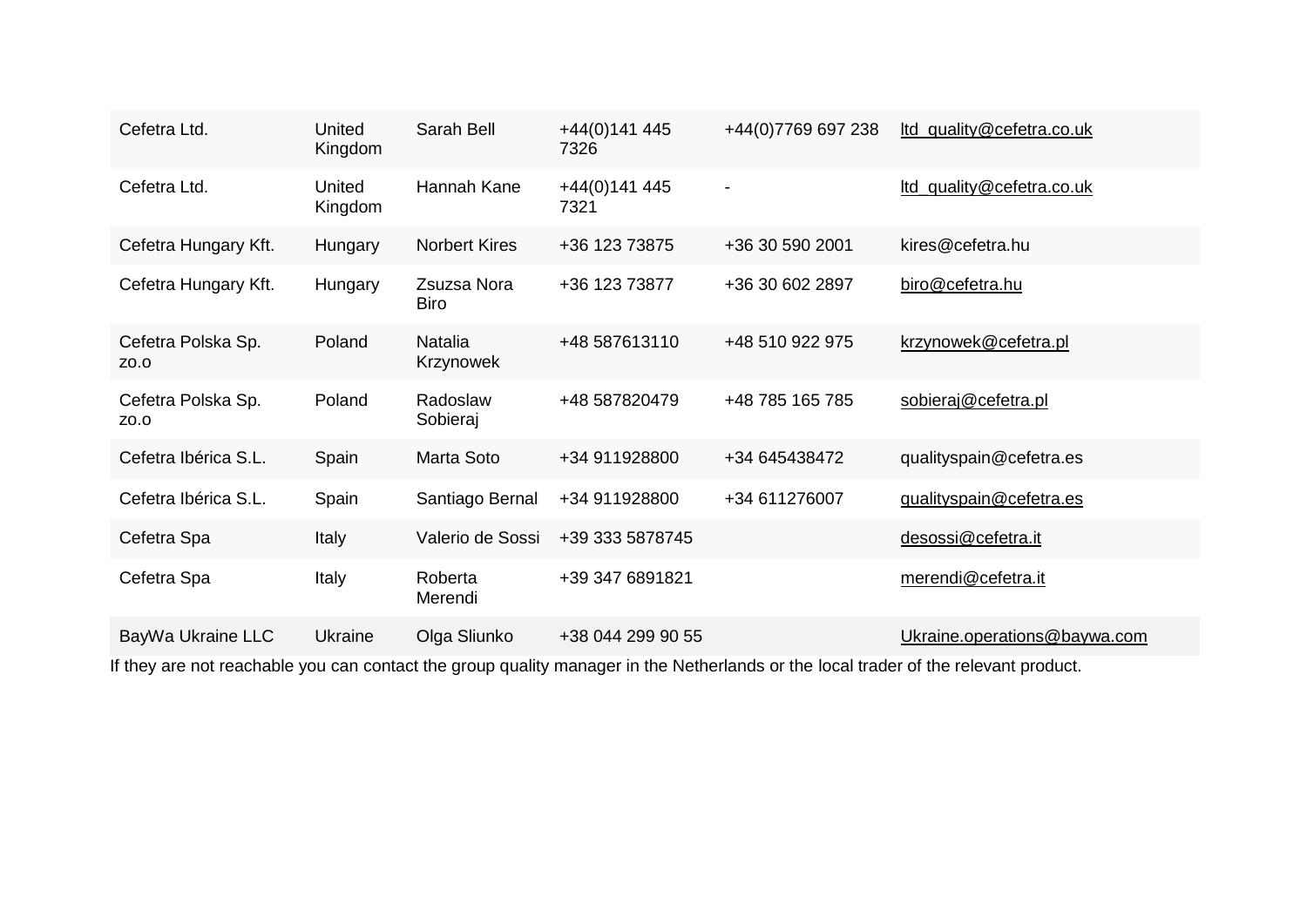| | | | | | |
|---|---|---|---|---|---|
| Cefetra Ltd. | United Kingdom | Sarah Bell | +44(0)141 445 7326 | +44(0)7769 697 238 | ltd_quality@cefetra.co.uk |
| Cefetra Ltd. | United Kingdom | Hannah Kane | +44(0)141 445 7321 | - | ltd_quality@cefetra.co.uk |
| Cefetra Hungary Kft. | Hungary | Norbert Kires | +36 123 73875 | +36 30 590 2001 | kires@cefetra.hu |
| Cefetra Hungary Kft. | Hungary | Zsuzsa Nora Biro | +36 123 73877 | +36 30 602 2897 | biro@cefetra.hu |
| Cefetra Polska Sp. zo.o | Poland | Natalia Krzynowek | +48 587613110 | +48 510 922 975 | krzynowek@cefetra.pl |
| Cefetra Polska Sp. zo.o | Poland | Radoslaw Sobieraj | +48 587820479 | +48 785 165 785 | sobieraj@cefetra.pl |
| Cefetra Ibérica S.L. | Spain | Marta Soto | +34 911928800 | +34 645438472 | qualityspain@cefetra.es |
| Cefetra Ibérica S.L. | Spain | Santiago Bernal | +34 911928800 | +34 611276007 | qualityspain@cefetra.es |
| Cefetra Spa | Italy | Valerio de Sossi | +39 333 5878745 | | desossi@cefetra.it |
| Cefetra Spa | Italy | Roberta Merendi | +39 347 6891821 | | merendi@cefetra.it |
| BayWa Ukraine LLC | Ukraine | Olga Sliunko | +38 044 299 90 55 | | Ukraine.operations@baywa.com |

If they are not reachable you can contact the group quality manager in the Netherlands or the local trader of the relevant product.